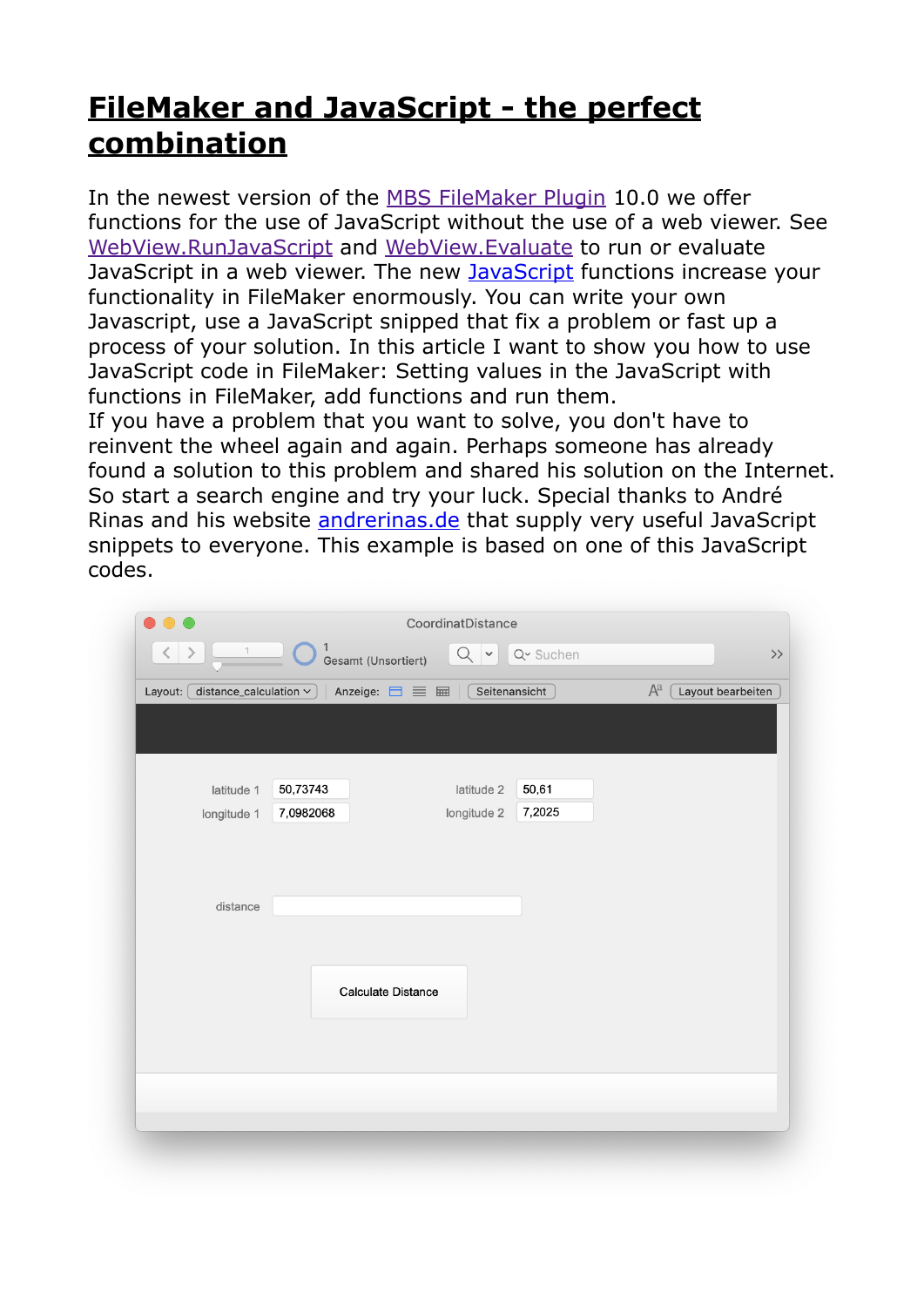# FileMaker and JavaScript - the perfect combination

In the newest version of the MBS FileMaker Plugin 10.0 we offer functions for the use of JavaScript without the use of a web viewer. See WebView.RunJavaScript and WebView.Evaluate to run or evaluate JavaScript in a web viewer. The new JavaScript functions increase your functionality in FileMaker enormously. You can write your own Javascript, use a JavaScript snipped that fix a problem or fast up a process of your solution. In this article I want to show you how to use JavaScript code in FileMaker: Setting values in the JavaScript with functions in FileMaker, add functions and run them.
If you have a problem that you want to solve, you don't have to reinvent the wheel again and again. Perhaps someone has already found a solution to this problem and shared his solution on the Internet. So start a search engine and try your luck. Special thanks to André Rinas and his website andrerinas.de that supply very useful JavaScript snippets to everyone. This example is based on one of this JavaScript codes.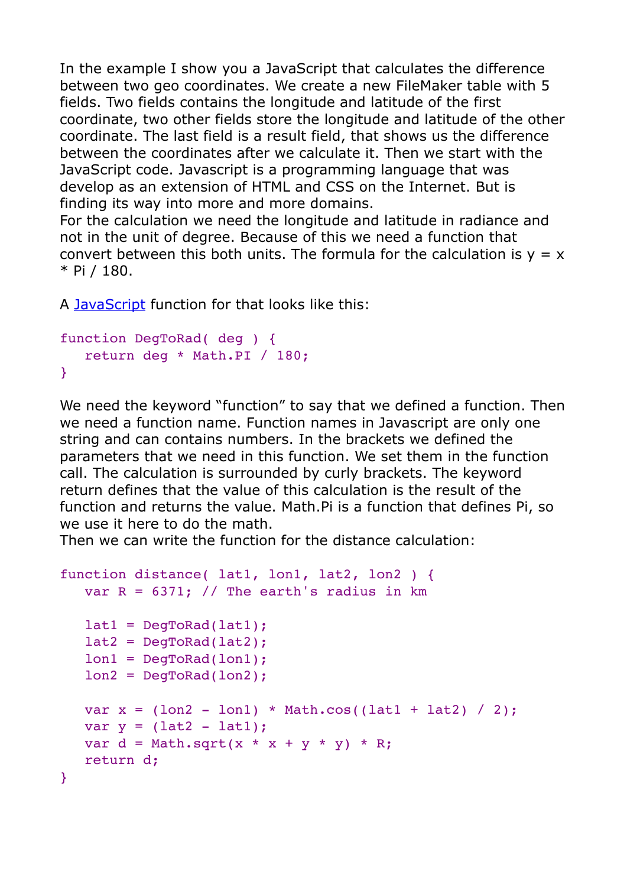In the example I show you a JavaScript that calculates the difference between two geo coordinates. We create a new FileMaker table with 5 fields. Two fields contains the longitude and latitude of the first coordinate, two other fields store the longitude and latitude of the other coordinate. The last field is a result field, that shows us the difference between the coordinates after we calculate it. Then we start with the JavaScript code. Javascript is a programming language that was develop as an extension of HTML and CSS on the Internet. But is finding its way into more and more domains.
For the calculation we need the longitude and latitude in radiance and not in the unit of degree. Because of this we need a function that convert between this both units. The formula for the calculation is $y = x * Pi / 180$.

A JavaScript function for that looks like this:

```
function DegToRad( deg ) {
   return deg * Math.PI / 180;
}
```

We need the keyword "function" to say that we defined a function. Then we need a function name. Function names in Javascript are only one string and can contains numbers. In the brackets we defined the parameters that we need in this function. We set them in the function call. The calculation is surrounded by curly brackets. The keyword return defines that the value of this calculation is the result of the function and returns the value. Math.Pi is a function that defines Pi, so we use it here to do the math.
Then we can write the function for the distance calculation:

```
function distance( lat1, lon1, lat2, lon2 ) {
   var R = 6371; // The earth's radius in km

   lat1 = DegToRad(lat1);
   lat2 = DegToRad(lat2);
   lon1 = DegToRad(lon1);
   lon2 = DegToRad(lon2);

   var x = (lon2 - lon1) * Math.cos((lat1 + lat2) / 2);
   var y = (lat2 - lat1);
   var d = Math.sqrt(x * x + y * y) * R;
   return d;
}
```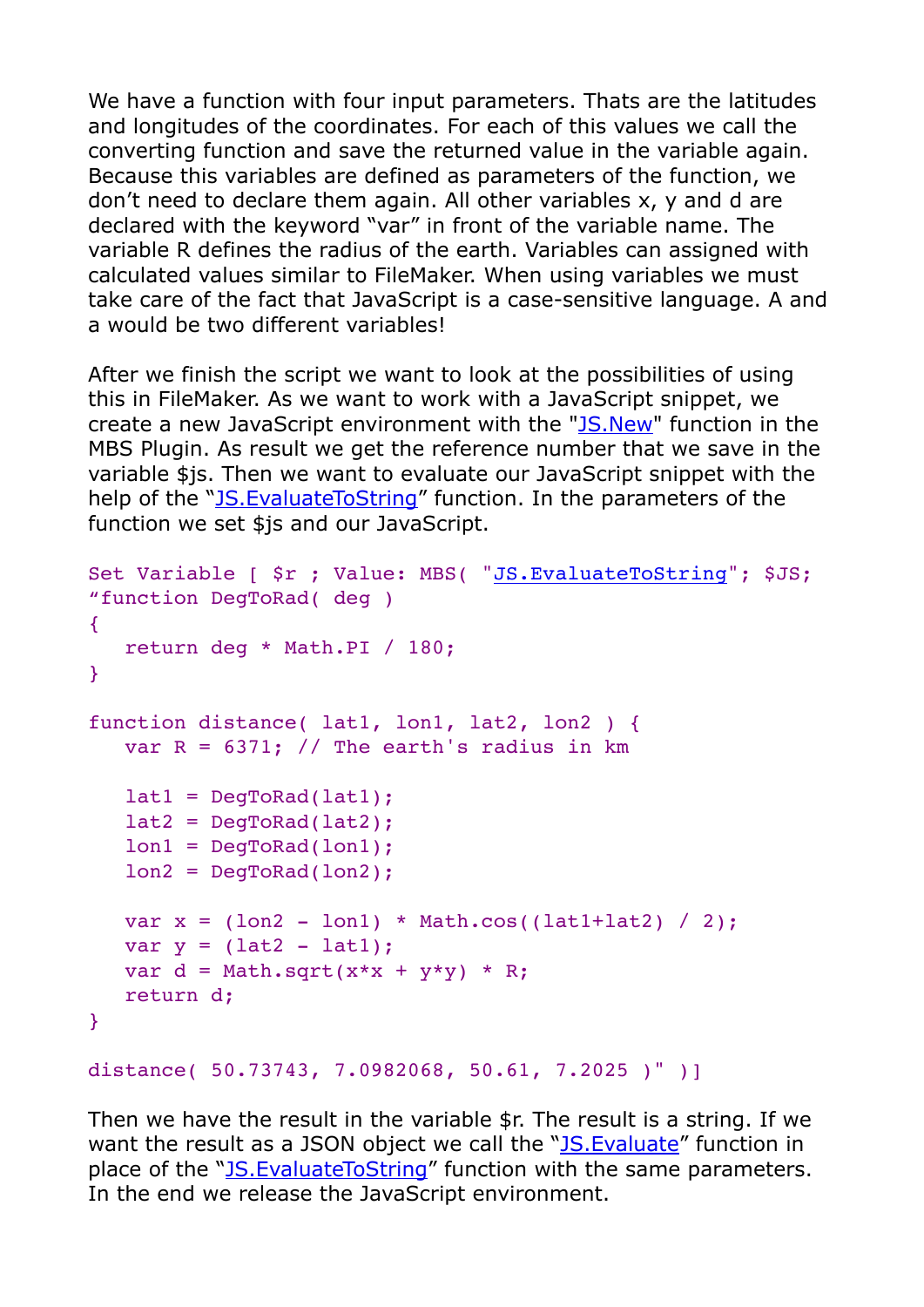We have a function with four input parameters. Thats are the latitudes and longitudes of the coordinates. For each of this values we call the converting function and save the returned value in the variable again. Because this variables are defined as parameters of the function, we don't need to declare them again. All other variables x, y and d are declared with the keyword "var" in front of the variable name. The variable R defines the radius of the earth. Variables can assigned with calculated values similar to FileMaker. When using variables we must take care of the fact that JavaScript is a case-sensitive language. A and a would be two different variables!

After we finish the script we want to look at the possibilities of using this in FileMaker. As we want to work with a JavaScript snippet, we create a new JavaScript environment with the "JS.New" function in the MBS Plugin. As result we get the reference number that we save in the variable $js. Then we want to evaluate our JavaScript snippet with the help of the "JS.EvaluateToString" function. In the parameters of the function we set $js and our JavaScript.

```
Set Variable [ $r ; Value: MBS( "JS.EvaluateToString"; $JS;
"function DegToRad( deg )
{
   return deg * Math.PI / 180;
}

function distance( lat1, lon1, lat2, lon2 ) {
   var R = 6371; // The earth's radius in km

   lat1 = DegToRad(lat1);
   lat2 = DegToRad(lat2);
   lon1 = DegToRad(lon1);
   lon2 = DegToRad(lon2);

   var x = (lon2 - lon1) * Math.cos((lat1+lat2) / 2);
   var y = (lat2 - lat1);
   var d = Math.sqrt(x*x + y*y) * R;
   return d;
}

distance( 50.73743, 7.0982068, 50.61, 7.2025 )" )]
```

Then we have the result in the variable $r. The result is a string. If we want the result as a JSON object we call the "JS.Evaluate" function in place of the "JS.EvaluateToString" function with the same parameters. In the end we release the JavaScript environment.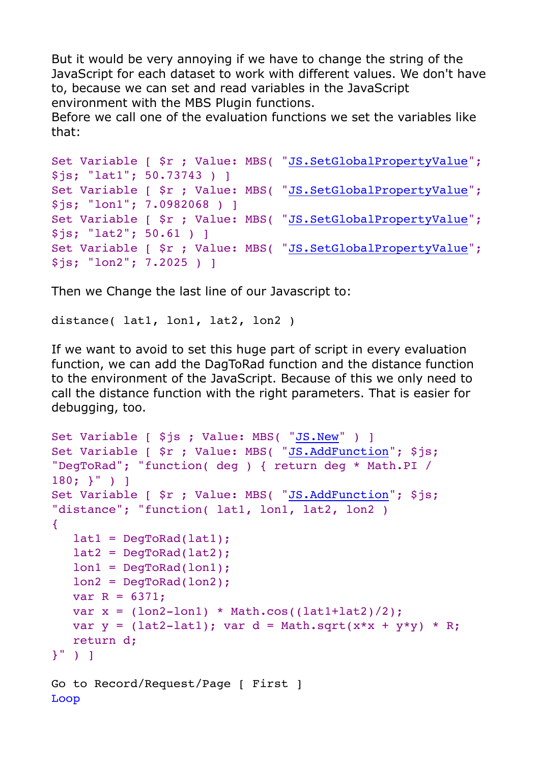But it would be very annoying if we have to change the string of the JavaScript for each dataset to work with different values. We don't have to, because we can set and read variables in the JavaScript environment with the MBS Plugin functions.
Before we call one of the evaluation functions we set the variables like that:

```
Set Variable [ $r ; Value: MBS( "JS.SetGlobalPropertyValue"; $js; "lat1"; 50.73743 ) ]
Set Variable [ $r ; Value: MBS( "JS.SetGlobalPropertyValue"; $js; "lon1"; 7.0982068 ) ]
Set Variable [ $r ; Value: MBS( "JS.SetGlobalPropertyValue"; $js; "lat2"; 50.61 ) ]
Set Variable [ $r ; Value: MBS( "JS.SetGlobalPropertyValue"; $js; "lon2"; 7.2025 ) ]
```

Then we Change the last line of our Javascript to:

```
distance( lat1, lon1, lat2, lon2 )
```

If we want to avoid to set this huge part of script in every evaluation function, we can add the DagToRad function and the distance function to the environment of the JavaScript. Because of this we only need to call the distance function with the right parameters. That is easier for debugging, too.

```
Set Variable [ $js ; Value: MBS( "JS.New" ) ]
Set Variable [ $r ; Value: MBS( "JS.AddFunction"; $js; "DegToRad"; "function( deg ) { return deg * Math.PI / 180; }" ) ]
Set Variable [ $r ; Value: MBS( "JS.AddFunction"; $js; "distance"; "function( lat1, lon1, lat2, lon2 )
{
   lat1 = DegToRad(lat1);
   lat2 = DegToRad(lat2);
   lon1 = DegToRad(lon1);
   lon2 = DegToRad(lon2);
   var R = 6371;
   var x = (lon2-lon1) * Math.cos((lat1+lat2)/2);
   var y = (lat2-lat1); var d = Math.sqrt(x*x + y*y) * R;
   return d;
}" ) ]

Go to Record/Request/Page [ First ]
Loop
```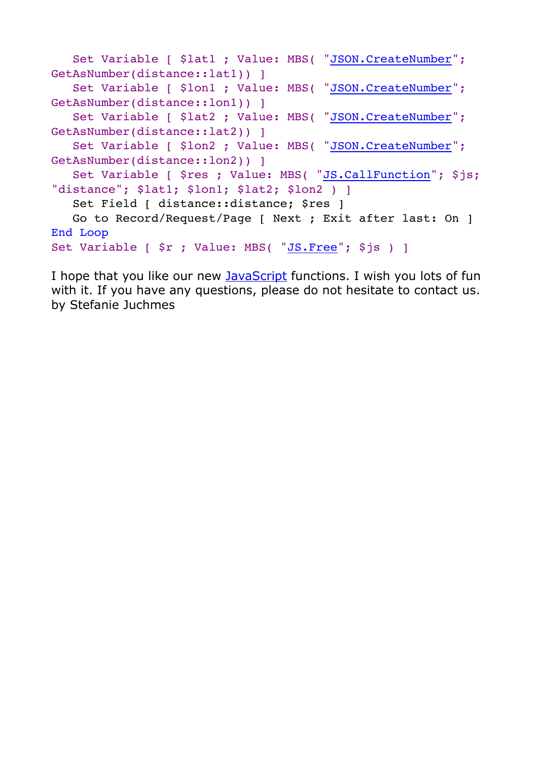```
   Set Variable [ $lat1 ; Value: MBS( "JSON.CreateNumber";
GetAsNumber(distance::lat1)) ]
   Set Variable [ $lon1 ; Value: MBS( "JSON.CreateNumber";
GetAsNumber(distance::lon1)) ]
   Set Variable [ $lat2 ; Value: MBS( "JSON.CreateNumber";
GetAsNumber(distance::lat2)) ]
   Set Variable [ $lon2 ; Value: MBS( "JSON.CreateNumber";
GetAsNumber(distance::lon2)) ]
   Set Variable [ $res ; Value: MBS( "JS.CallFunction"; $js;
"distance"; $lat1; $lon1; $lat2; $lon2 ) ]
   Set Field [ distance::distance; $res ]
   Go to Record/Request/Page [ Next ; Exit after last: On ]
End Loop
Set Variable [ $r ; Value: MBS( "JS.Free"; $js ) ]
```

I hope that you like our new JavaScript functions. I wish you lots of fun with it. If you have any questions, please do not hesitate to contact us.
by Stefanie Juchmes